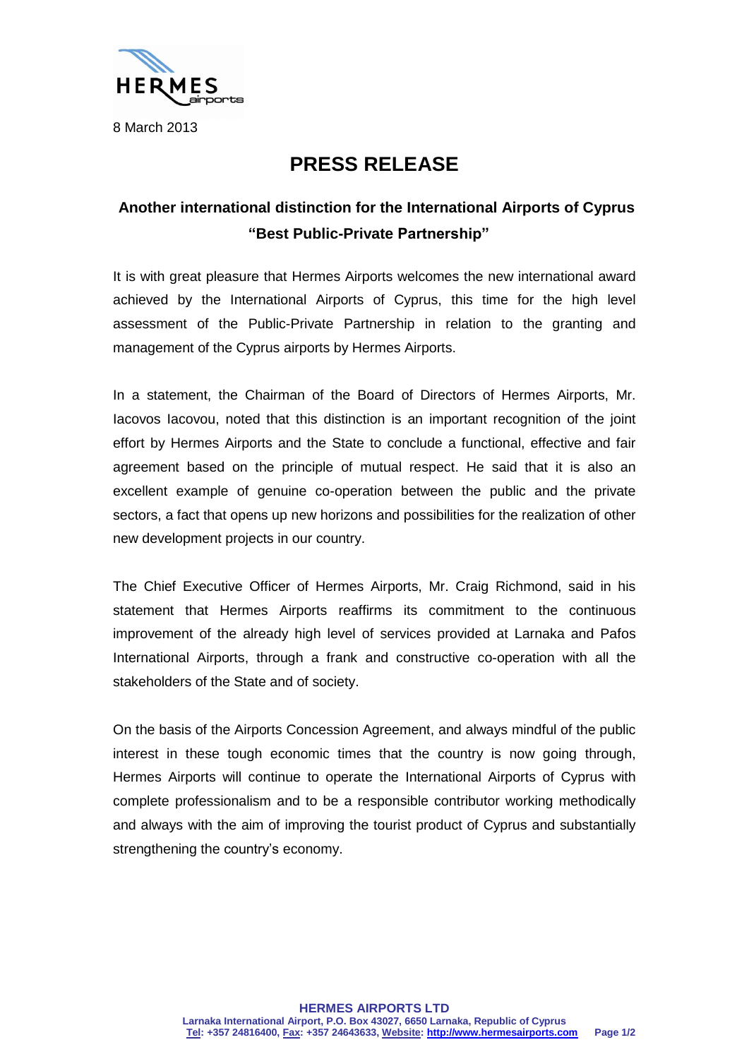8 March 2013

# PRESS RELEASE

## Another international distinction for the International Airports of Cyprus "Best Public-Private Partnership"

It is with great pleasure that Hermes Airports welcomes the new international award achieved by the International Airports of Cyprus, this time for the high level assessment of the Public-Private Partnership in relation to the granting and management of the Cyprus airports by Hermes Airports.

In a statement, the Chairman of the Board of Directors of Hermes Airports, Mr. Iacovos Iacovou, noted that this distinction is an important recognition of the joint effort by Hermes Airports and the State to conclude a functional, effective and fair agreement based on the principle of mutual respect. He said that it is also an excellent example of genuine co-operation between the public and the private sectors, a fact that opens up new horizons and possibilities for the realization of other new development projects in our country.

The Chief Executive Officer of Hermes Airports, Mr. Craig Richmond, said in his statement that Hermes Airports reaffirms its commitment to the continuous improvement of the already high level of services provided at Larnaka and Pafos International Airports, through a frank and constructive co-operation with all the stakeholders of the State and of society.

On the basis of the Airports Concession Agreement, and always mindful of the public interest in these tough economic times that the country is now going through, Hermes Airports will continue to operate the International Airports of Cyprus with complete professionalism and to be a responsible contributor working methodically and always with the aim of improving the tourist product of Cyprus and substantially strengthening the country's economy.

**HERMES AIRPORTS LTD**
**Larnaka International Airport, P.O. Box 43027, 6650 Larnaka, Republic of Cyprus**
**Tel: +357 24816400, Fax: +357 24643633, Website: http://www.hermesairports.com**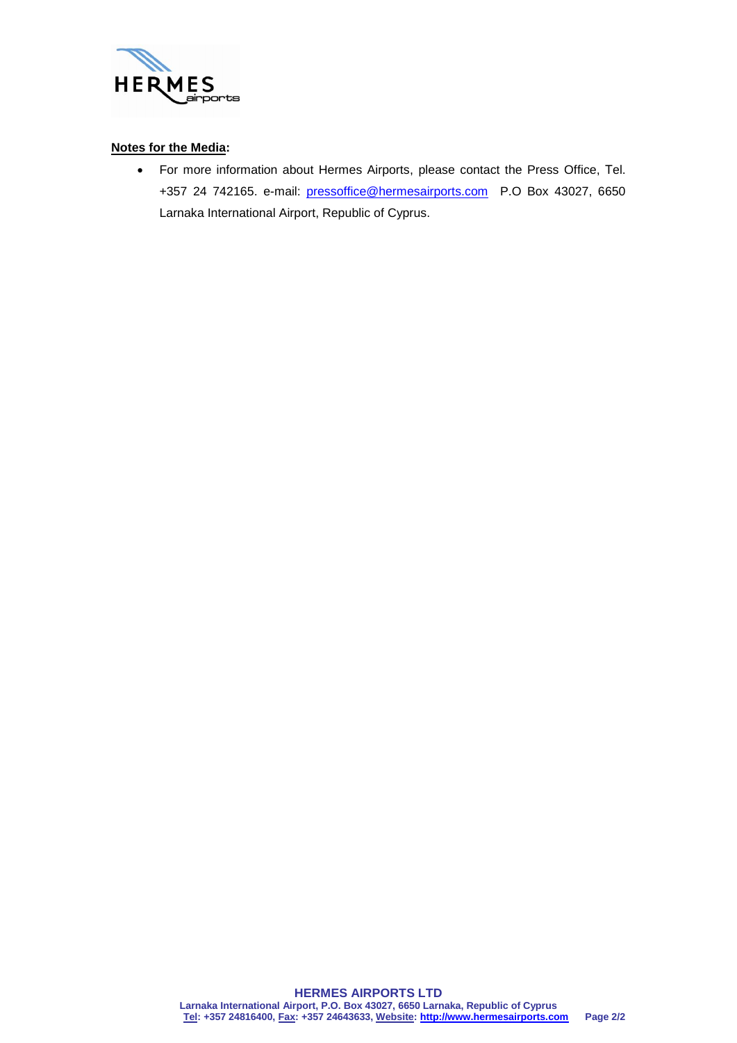**Notes for the Media:**

- For more information about Hermes Airports, please contact the Press Office, Tel. +357 24 742165. e-mail: pressoffice@hermesairports.com P.O Box 43027, 6650 Larnaka International Airport, Republic of Cyprus.

**HERMES AIRPORTS LTD**
**Larnaka International Airport, P.O. Box 43027, 6650 Larnaka, Republic of Cyprus**
**Tel: +357 24816400, Fax: +357 24643633, Website: http://www.hermesairports.com**